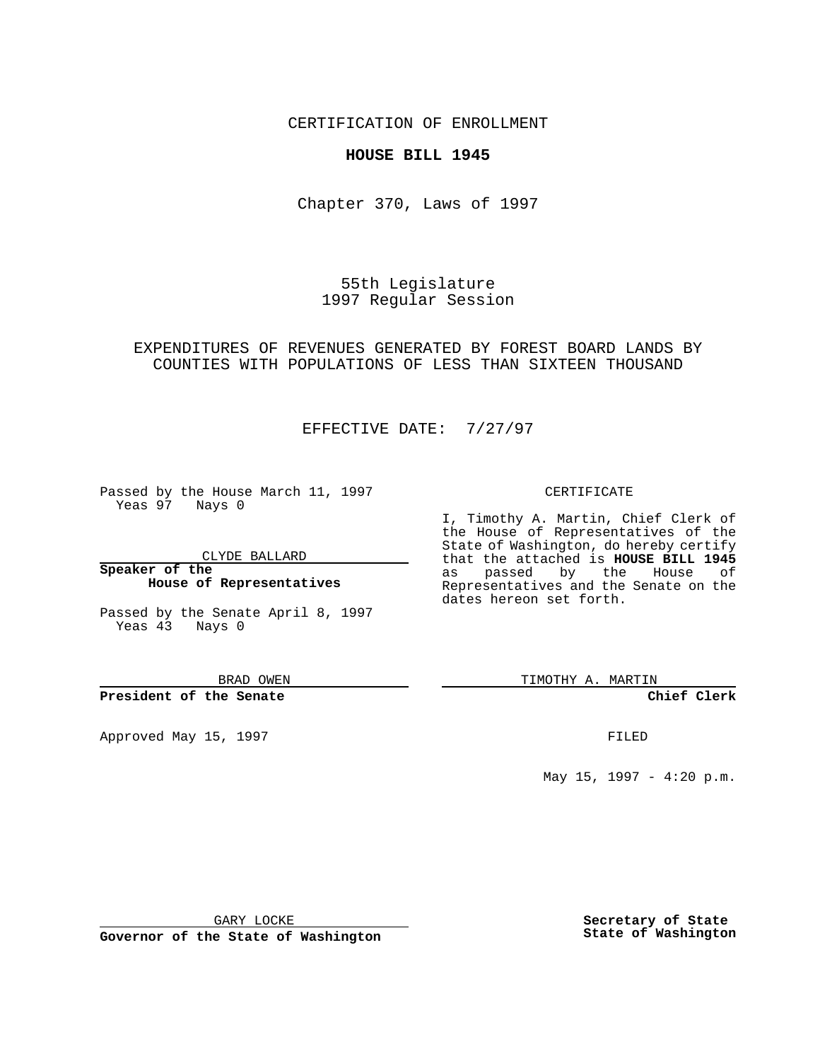CERTIFICATION OF ENROLLMENT

**HOUSE BILL 1945**

Chapter 370, Laws of 1997

55th Legislature
1997 Regular Session

EXPENDITURES OF REVENUES GENERATED BY FOREST BOARD LANDS BY COUNTIES WITH POPULATIONS OF LESS THAN SIXTEEN THOUSAND

EFFECTIVE DATE: 7/27/97

Passed by the House March 11, 1997
Yeas 97 Nays 0

CLYDE BALLARD

**Speaker of the House of Representatives**

Passed by the Senate April 8, 1997
Yeas 43 Nays 0

BRAD OWEN

**President of the Senate**

Approved May 15, 1997

GARY LOCKE

**Governor of the State of Washington**

CERTIFICATE

I, Timothy A. Martin, Chief Clerk of the House of Representatives of the State of Washington, do hereby certify that the attached is **HOUSE BILL 1945** as passed by the House of Representatives and the Senate on the dates hereon set forth.

TIMOTHY A. MARTIN

**Chief Clerk**

FILED

May 15, 1997 - 4:20 p.m.

**Secretary of State**
**State of Washington**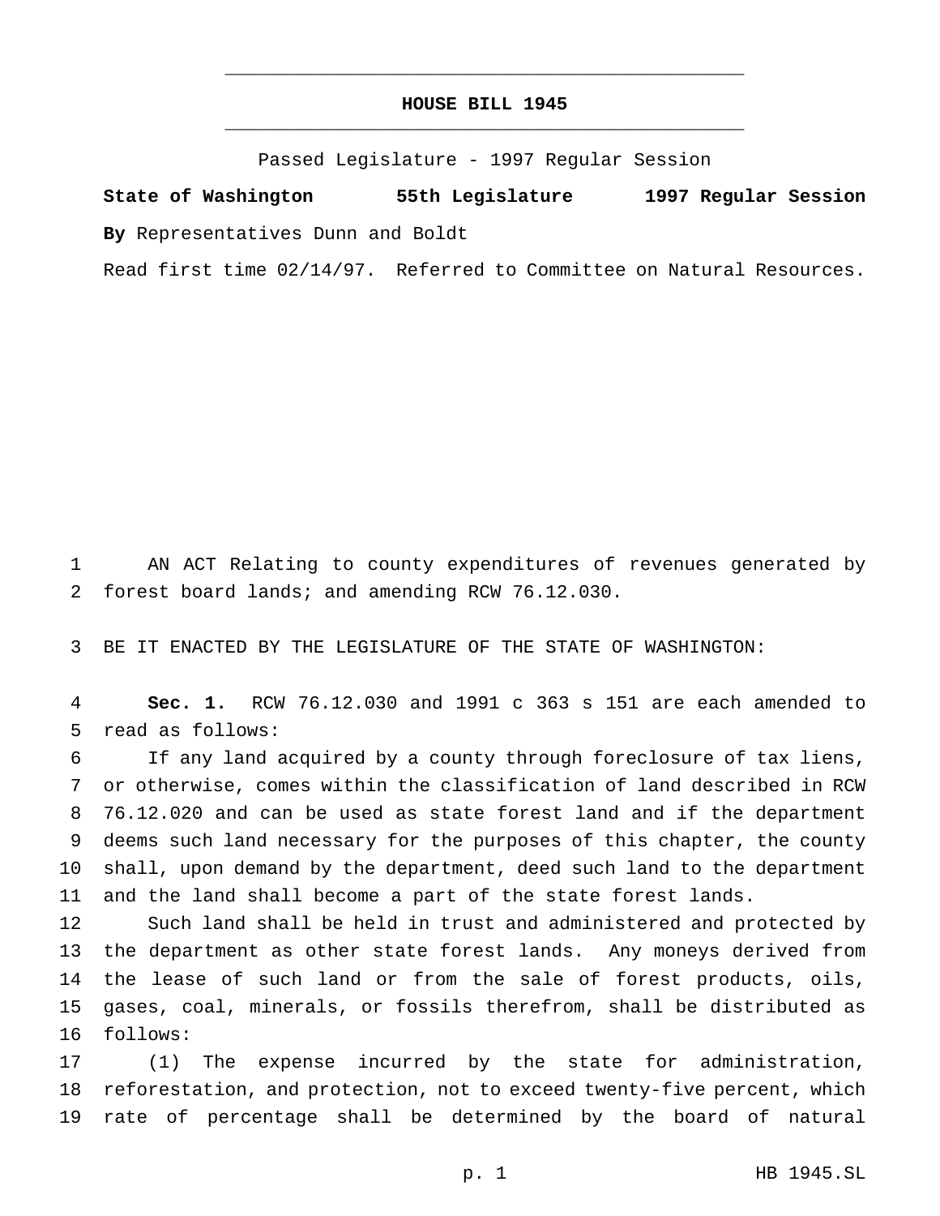# HOUSE BILL 1945

Passed Legislature - 1997 Regular Session

**State of Washington 55th Legislature 1997 Regular Session**

**By** Representatives Dunn and Boldt

Read first time 02/14/97. Referred to Committee on Natural Resources.

AN ACT Relating to county expenditures of revenues generated by forest board lands; and amending RCW 76.12.030.

BE IT ENACTED BY THE LEGISLATURE OF THE STATE OF WASHINGTON:

**Sec. 1.** RCW 76.12.030 and 1991 c 363 s 151 are each amended to read as follows:

If any land acquired by a county through foreclosure of tax liens, or otherwise, comes within the classification of land described in RCW 76.12.020 and can be used as state forest land and if the department deems such land necessary for the purposes of this chapter, the county shall, upon demand by the department, deed such land to the department and the land shall become a part of the state forest lands.

Such land shall be held in trust and administered and protected by the department as other state forest lands. Any moneys derived from the lease of such land or from the sale of forest products, oils, gases, coal, minerals, or fossils therefrom, shall be distributed as follows:

(1) The expense incurred by the state for administration, reforestation, and protection, not to exceed twenty-five percent, which rate of percentage shall be determined by the board of natural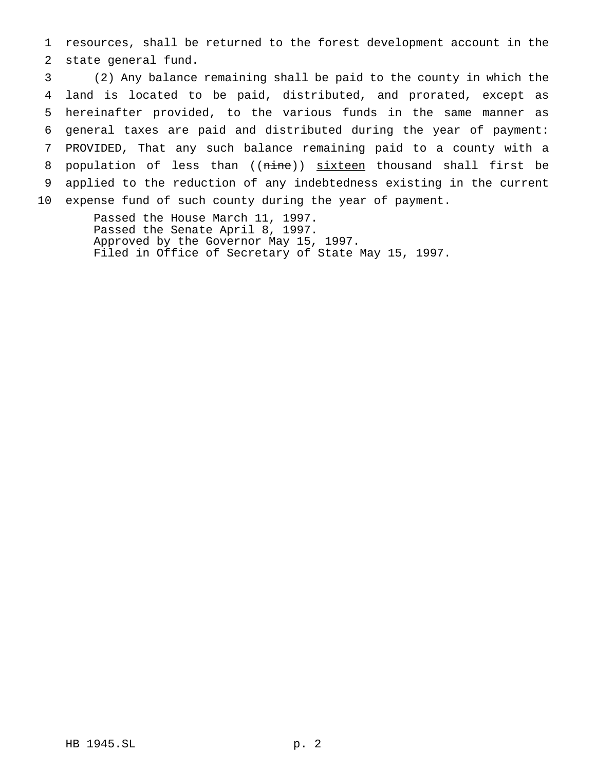resources, shall be returned to the forest development account in the state general fund.

(2) Any balance remaining shall be paid to the county in which the land is located to be paid, distributed, and prorated, except as hereinafter provided, to the various funds in the same manner as general taxes are paid and distributed during the year of payment: PROVIDED, That any such balance remaining paid to a county with a population of less than ((~~nine~~)) <u>sixteen</u> thousand shall first be applied to the reduction of any indebtedness existing in the current expense fund of such county during the year of payment.

Passed the House March 11, 1997.
Passed the Senate April 8, 1997.
Approved by the Governor May 15, 1997.
Filed in Office of Secretary of State May 15, 1997.